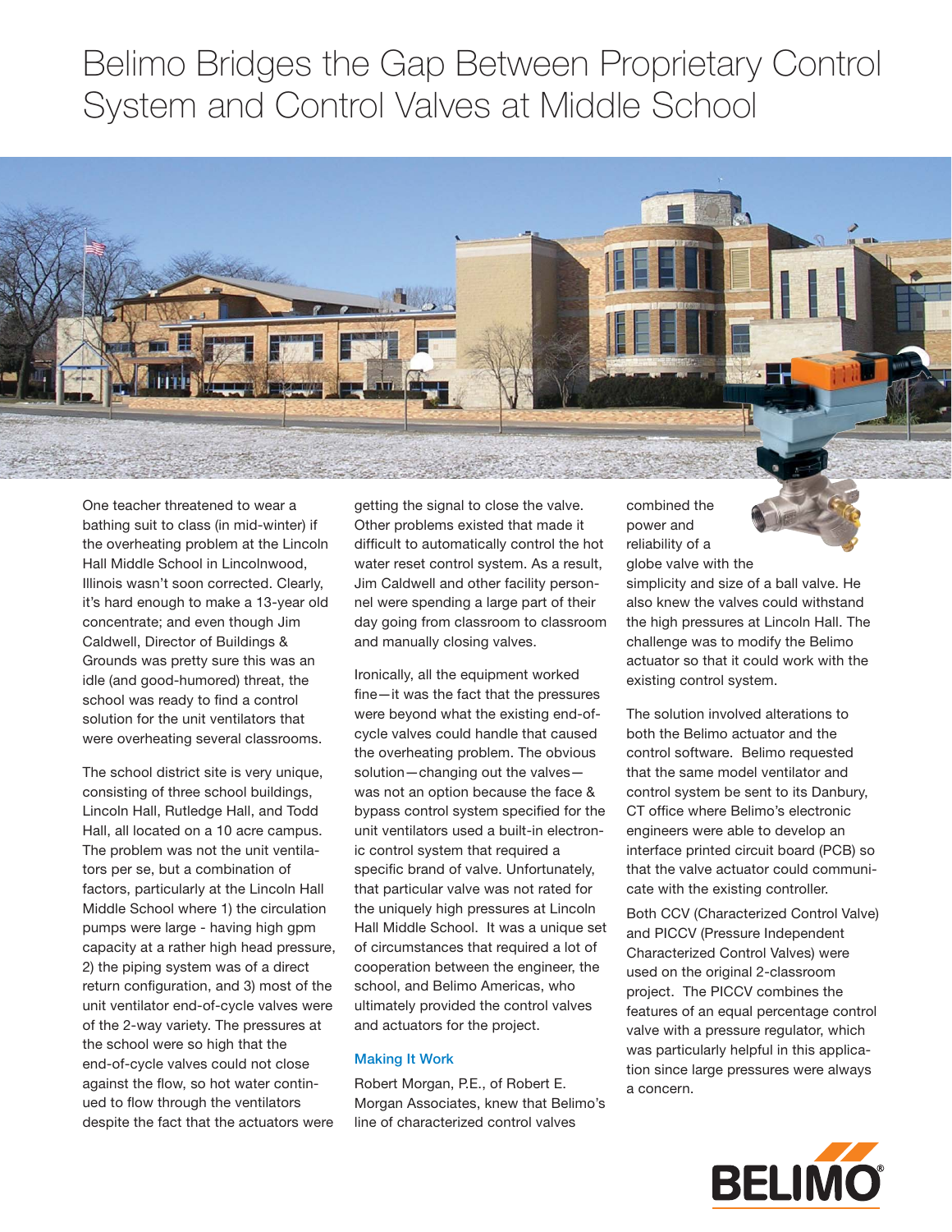# Belimo Bridges the Gap Between Proprietary Control System and Control Valves at Middle School

One teacher threatened to wear a bathing suit to class (in mid-winter) if the overheating problem at the Lincoln Hall Middle School in Lincolnwood, Illinois wasn't soon corrected. Clearly, it's hard enough to make a 13-year old concentrate; and even though Jim Caldwell, Director of Buildings & Grounds was pretty sure this was an idle (and good-humored) threat, the school was ready to find a control solution for the unit ventilators that were overheating several classrooms.

The school district site is very unique, consisting of three school buildings, Lincoln Hall, Rutledge Hall, and Todd Hall, all located on a 10 acre campus. The problem was not the unit ventilators per se, but a combination of factors, particularly at the Lincoln Hall Middle School where 1) the circulation pumps were large - having high gpm capacity at a rather high head pressure, 2) the piping system was of a direct return configuration, and 3) most of the unit ventilator end-of-cycle valves were of the 2-way variety. The pressures at the school were so high that the end-of-cycle valves could not close against the flow, so hot water continued to flow through the ventilators despite the fact that the actuators were getting the signal to close the valve. Other problems existed that made it difficult to automatically control the hot water reset control system. As a result, Jim Caldwell and other facility personnel were spending a large part of their day going from classroom to classroom and manually closing valves.

Ironically, all the equipment worked fine—it was the fact that the pressures were beyond what the existing end-of-cycle valves could handle that caused the overheating problem. The obvious solution—changing out the valves—was not an option because the face & bypass control system specified for the unit ventilators used a built-in electronic control system that required a specific brand of valve. Unfortunately, that particular valve was not rated for the uniquely high pressures at Lincoln Hall Middle School. It was a unique set of circumstances that required a lot of cooperation between the engineer, the school, and Belimo Americas, who ultimately provided the control valves and actuators for the project.

## Making It Work

Robert Morgan, P.E., of Robert E. Morgan Associates, knew that Belimo's line of characterized control valves combined the power and reliability of a globe valve with the simplicity and size of a ball valve. He also knew the valves could withstand the high pressures at Lincoln Hall. The challenge was to modify the Belimo actuator so that it could work with the existing control system.

The solution involved alterations to both the Belimo actuator and the control software. Belimo requested that the same model ventilator and control system be sent to its Danbury, CT office where Belimo's electronic engineers were able to develop an interface printed circuit board (PCB) so that the valve actuator could communicate with the existing controller.

Both CCV (Characterized Control Valve) and PICCV (Pressure Independent Characterized Control Valves) were used on the original 2-classroom project. The PICCV combines the features of an equal percentage control valve with a pressure regulator, which was particularly helpful in this application since large pressures were always a concern.

BELIMO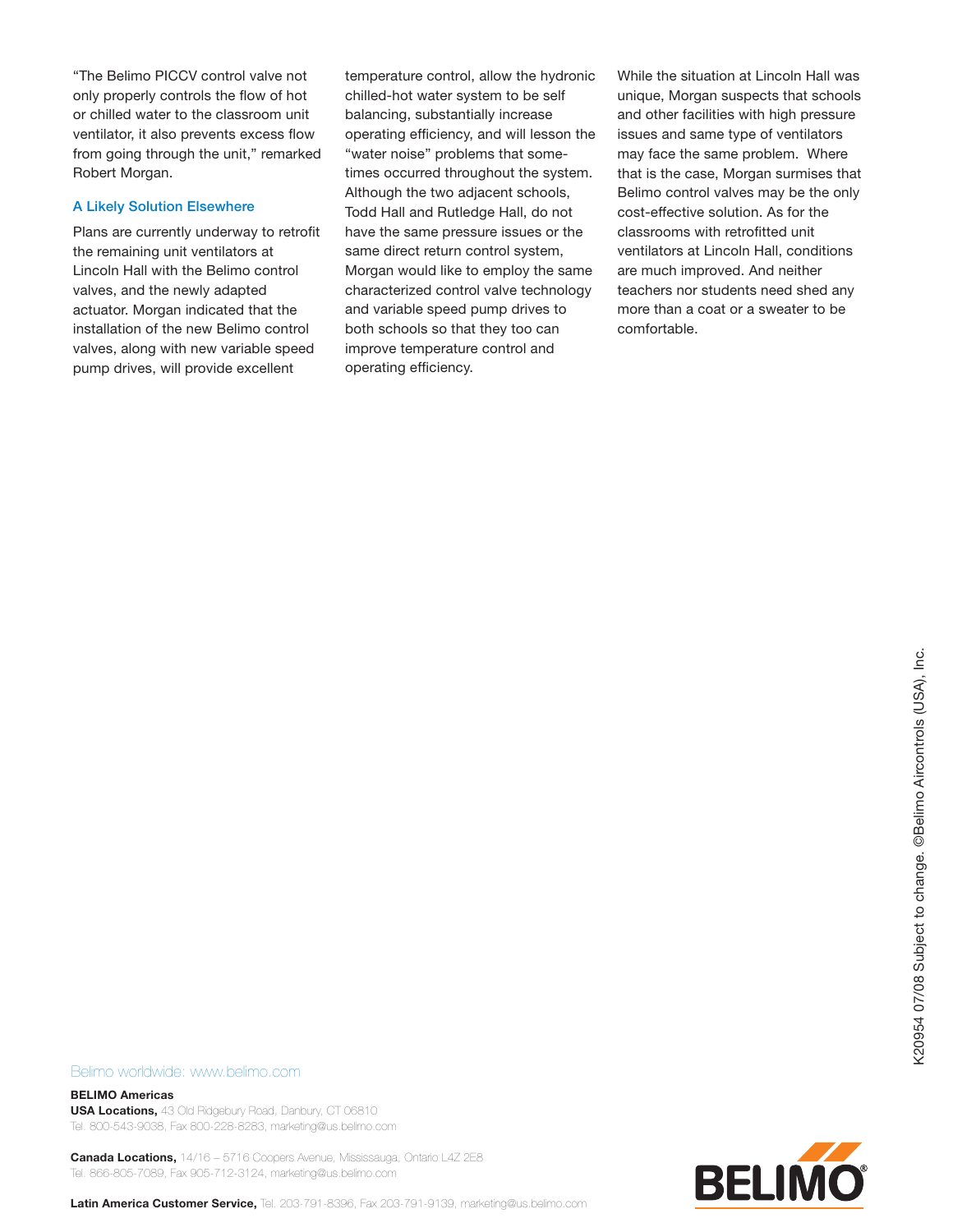"The Belimo PICCV control valve not only properly controls the flow of hot or chilled water to the classroom unit ventilator, it also prevents excess flow from going through the unit," remarked Robert Morgan.

### A Likely Solution Elsewhere

Plans are currently underway to retrofit the remaining unit ventilators at Lincoln Hall with the Belimo control valves, and the newly adapted actuator. Morgan indicated that the installation of the new Belimo control valves, along with new variable speed pump drives, will provide excellent temperature control, allow the hydronic chilled-hot water system to be self balancing, substantially increase operating efficiency, and will lesson the "water noise" problems that sometimes occurred throughout the system. Although the two adjacent schools, Todd Hall and Rutledge Hall, do not have the same pressure issues or the same direct return control system, Morgan would like to employ the same characterized control valve technology and variable speed pump drives to both schools so that they too can improve temperature control and operating efficiency.

While the situation at Lincoln Hall was unique, Morgan suspects that schools and other facilities with high pressure issues and same type of ventilators may face the same problem. Where that is the case, Morgan surmises that Belimo control valves may be the only cost-effective solution. As for the classrooms with retrofitted unit ventilators at Lincoln Hall, conditions are much improved. And neither teachers nor students need shed any more than a coat or a sweater to be comfortable.

Belimo worldwide: www.belimo.com

**BELIMO Americas**
**USA Locations,** 43 Old Ridgebury Road, Danbury, CT 06810
Tel. 800-543-9038, Fax 800-228-8283, marketing@us.belimo.com

**Canada Locations,** 14/16 – 5716 Coopers Avenue, Mississauga, Ontario L4Z 2E8
Tel. 866-805-7089, Fax 905-712-3124, marketing@us.belimo.com

**Latin America Customer Service,** Tel. 203-791-8396, Fax 203-791-9139, marketing@us.belimo.com

K20954 07/08 Subject to change. ©Belimo Aircontrols (USA), Inc.

BELIMO®